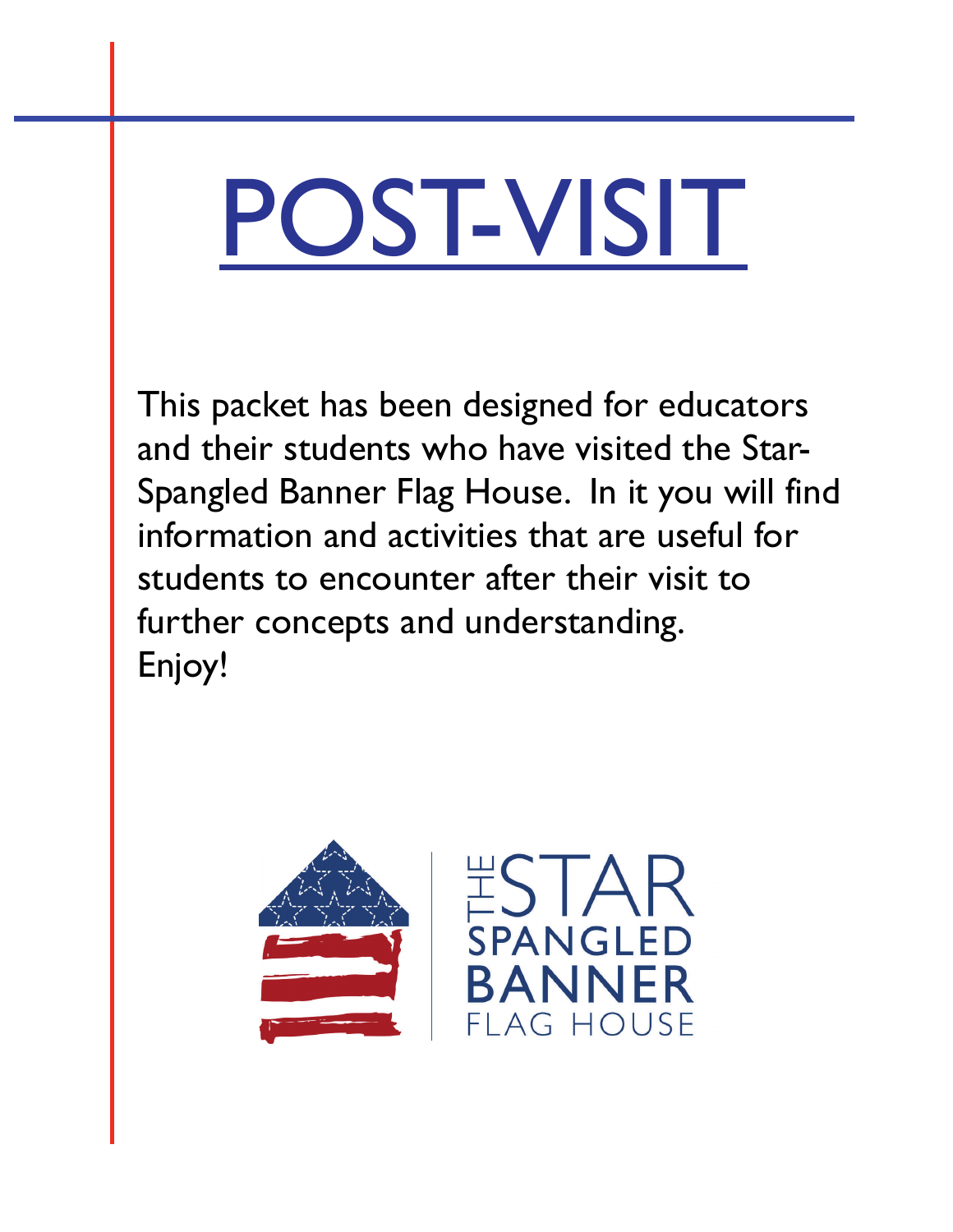# POST-VISIT

This packet has been designed for educators and their students who have visited the Star-Spangled Banner Flag House. In it you will find information and activities that are useful for students to encounter after their visit to further concepts and understanding. Enjoy!

THE STAR SPANGLED BANNER FLAG HOUSE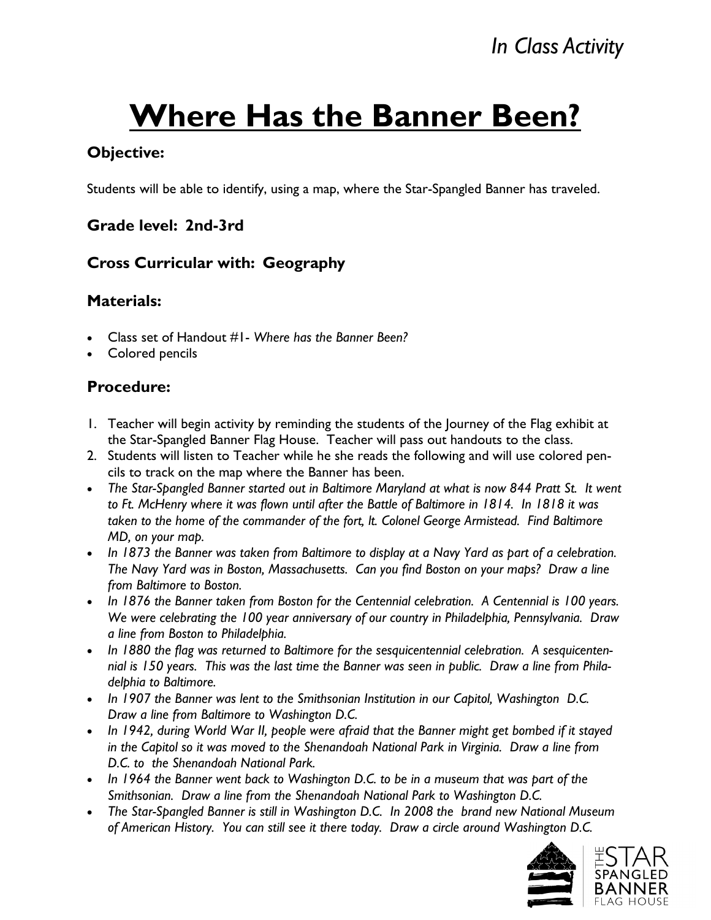*In Class Activity*

# Where Has the Banner Been?

### Objective:

Students will be able to identify, using a map, where the Star-Spangled Banner has traveled.

### Grade level: 2nd-3rd

### Cross Curricular with: Geography

### Materials:

- Class set of Handout #1- *Where has the Banner Been?*
- Colored pencils

### Procedure:

1. Teacher will begin activity by reminding the students of the Journey of the Flag exhibit at the Star-Spangled Banner Flag House. Teacher will pass out handouts to the class.
2. Students will listen to Teacher while he she reads the following and will use colored pencils to track on the map where the Banner has been.

- *The Star-Spangled Banner started out in Baltimore Maryland at what is now 844 Pratt St. It went to Ft. McHenry where it was flown until after the Battle of Baltimore in 1814. In 1818 it was taken to the home of the commander of the fort, lt. Colonel George Armistead. Find Baltimore MD, on your map.*
- *In 1873 the Banner was taken from Baltimore to display at a Navy Yard as part of a celebration. The Navy Yard was in Boston, Massachusetts. Can you find Boston on your maps? Draw a line from Baltimore to Boston.*
- *In 1876 the Banner taken from Boston for the Centennial celebration. A Centennial is 100 years. We were celebrating the 100 year anniversary of our country in Philadelphia, Pennsylvania. Draw a line from Boston to Philadelphia.*
- *In 1880 the flag was returned to Baltimore for the sesquicentennial celebration. A sesquicentennial is 150 years. This was the last time the Banner was seen in public. Draw a line from Philadelphia to Baltimore.*
- *In 1907 the Banner was lent to the Smithsonian Institution in our Capitol, Washington D.C. Draw a line from Baltimore to Washington D.C.*
- *In 1942, during World War II, people were afraid that the Banner might get bombed if it stayed in the Capitol so it was moved to the Shenandoah National Park in Virginia. Draw a line from D.C. to the Shenandoah National Park.*
- *In 1964 the Banner went back to Washington D.C. to be in a museum that was part of the Smithsonian. Draw a line from the Shenandoah National Park to Washington D.C.*
- *The Star-Spangled Banner is still in Washington D.C. In 2008 the brand new National Museum of American History. You can still see it there today. Draw a circle around Washington D.C.*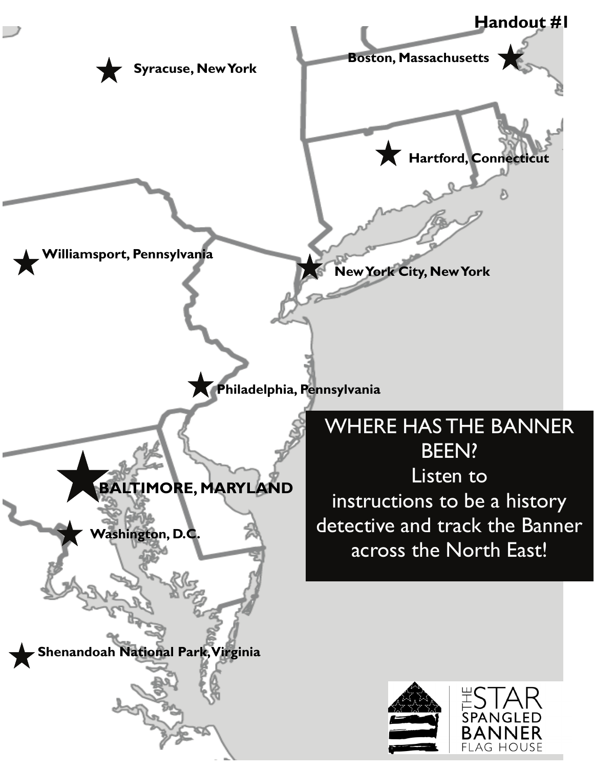# Handout #1

**Syracuse, New York**

**Boston, Massachusetts**

**Hartford, Connecticut**

**Williamsport, Pennsylvania**

**New York City, New York**

**Philadelphia, Pennsylvania**

**BALTIMORE, MARYLAND**

**Washington, D.C.**

**Shenandoah National Park, Virginia**

WHERE HAS THE BANNER BEEN?
Listen to instructions to be a history detective and track the Banner across the North East!

THE STAR SPANGLED BANNER FLAG HOUSE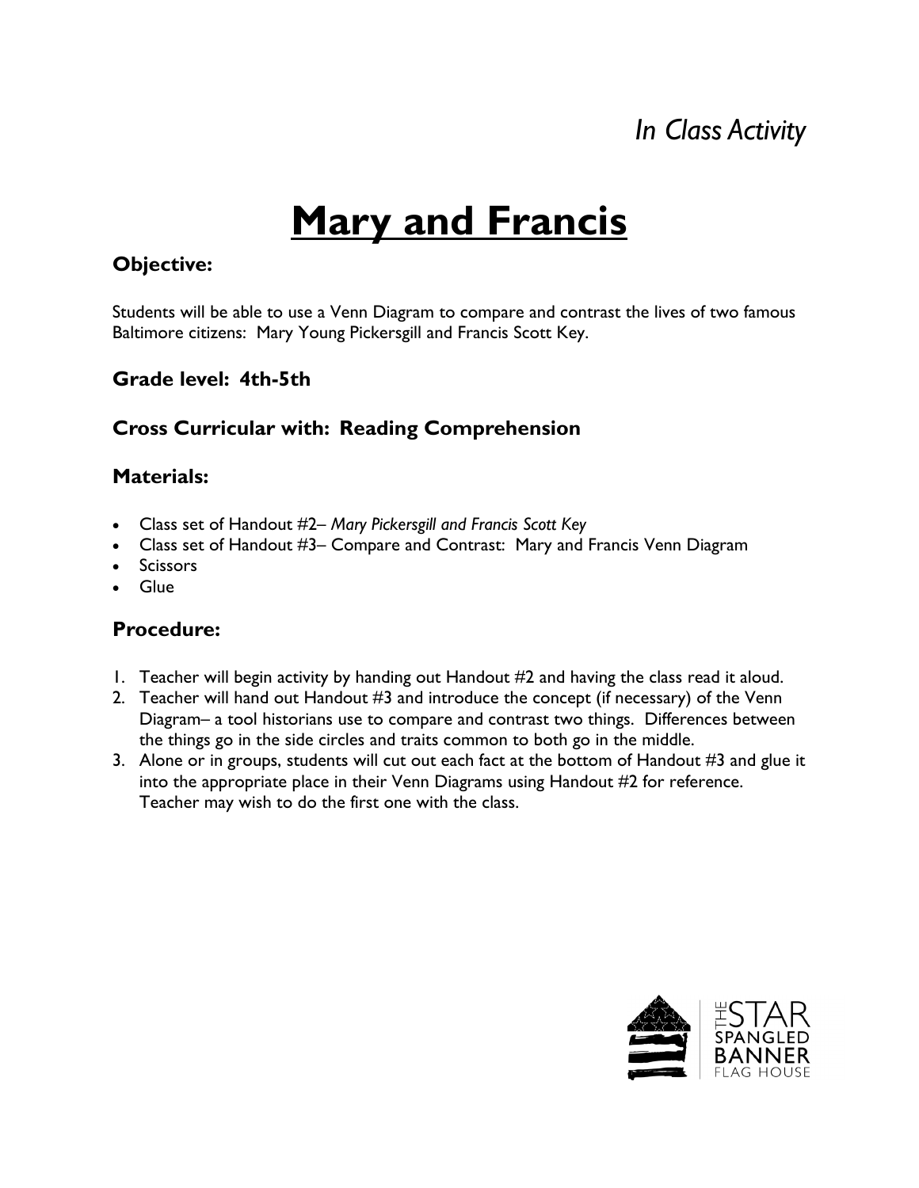*In Class Activity*

# Mary and Francis

### Objective:

Students will be able to use a Venn Diagram to compare and contrast the lives of two famous Baltimore citizens: Mary Young Pickersgill and Francis Scott Key.

### Grade level: 4th-5th

### Cross Curricular with: Reading Comprehension

### Materials:

- Class set of Handout #2– *Mary Pickersgill and Francis Scott Key*
- Class set of Handout #3– Compare and Contrast: Mary and Francis Venn Diagram
- Scissors
- Glue

### Procedure:

1. Teacher will begin activity by handing out Handout #2 and having the class read it aloud.
2. Teacher will hand out Handout #3 and introduce the concept (if necessary) of the Venn Diagram– a tool historians use to compare and contrast two things. Differences between the things go in the side circles and traits common to both go in the middle.
3. Alone or in groups, students will cut out each fact at the bottom of Handout #3 and glue it into the appropriate place in their Venn Diagrams using Handout #2 for reference. Teacher may wish to do the first one with the class.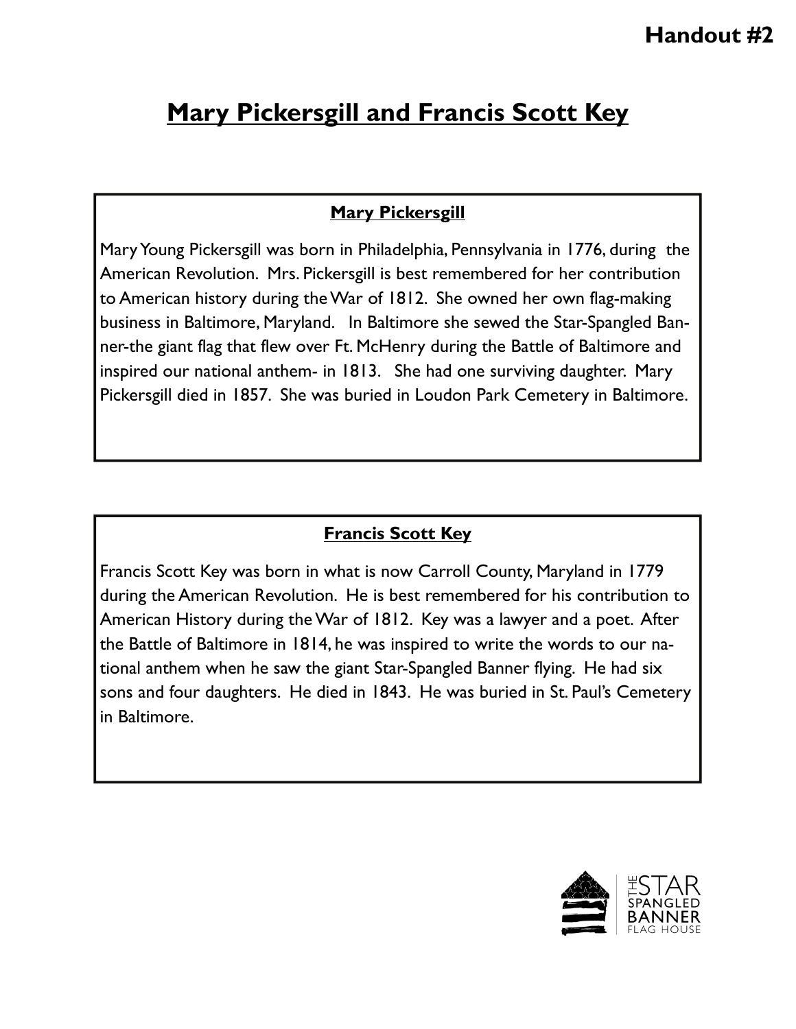Handout #2

# Mary Pickersgill and Francis Scott Key

## Mary Pickersgill

Mary Young Pickersgill was born in Philadelphia, Pennsylvania in 1776, during the American Revolution. Mrs. Pickersgill is best remembered for her contribution to American history during the War of 1812. She owned her own flag-making business in Baltimore, Maryland. In Baltimore she sewed the Star-Spangled Banner-the giant flag that flew over Ft. McHenry during the Battle of Baltimore and inspired our national anthem- in 1813. She had one surviving daughter. Mary Pickersgill died in 1857. She was buried in Loudon Park Cemetery in Baltimore.

## Francis Scott Key

Francis Scott Key was born in what is now Carroll County, Maryland in 1779 during the American Revolution. He is best remembered for his contribution to American History during the War of 1812. Key was a lawyer and a poet. After the Battle of Baltimore in 1814, he was inspired to write the words to our national anthem when he saw the giant Star-Spangled Banner flying. He had six sons and four daughters. He died in 1843. He was buried in St. Paul's Cemetery in Baltimore.

THE STAR SPANGLED BANNER FLAG HOUSE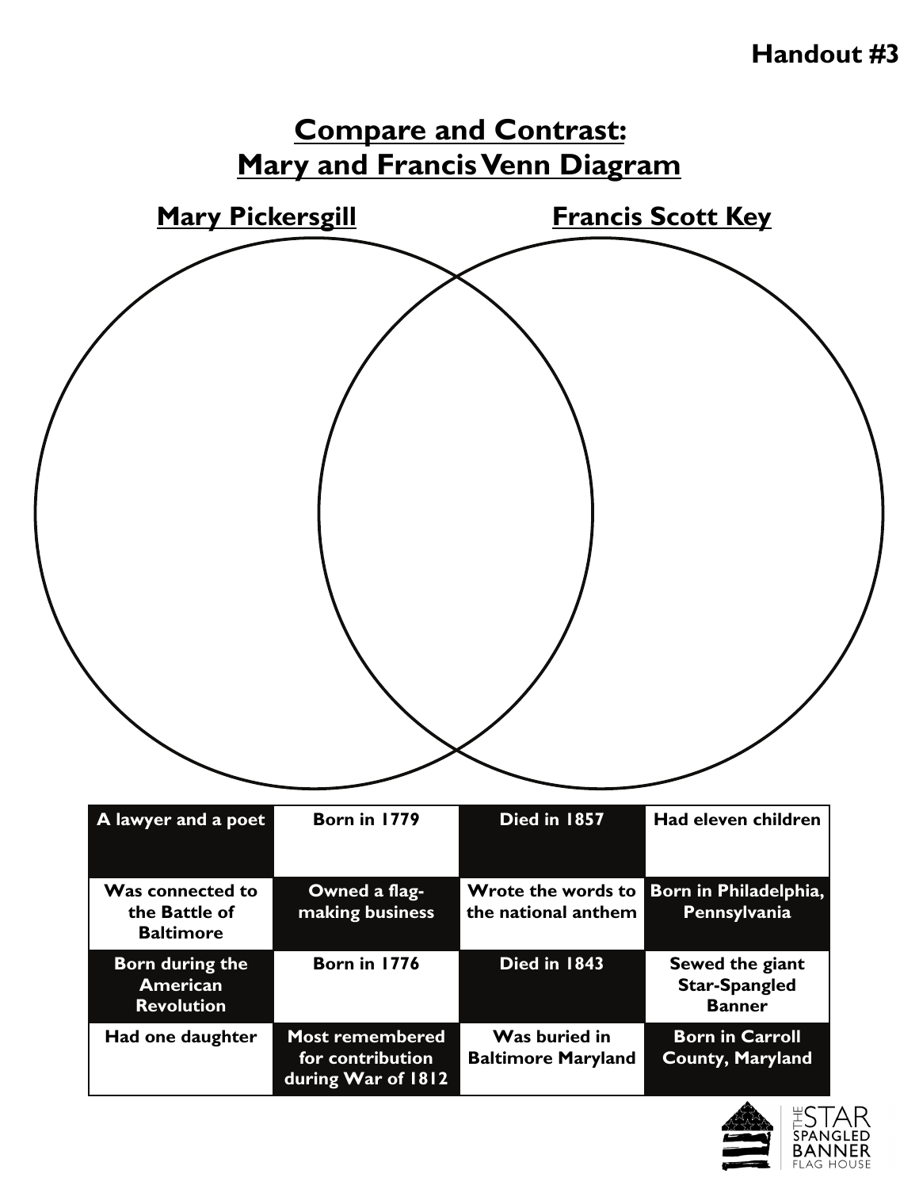**Handout #3**

# Compare and Contrast: Mary and Francis Venn Diagram

**Mary Pickersgill** | **Francis Scott Key**

| | | | |
|---|---|---|---|
| A lawyer and a poet | Born in 1779 | Died in 1857 | Had eleven children |
| Was connected to the Battle of Baltimore | Owned a flag-making business | Wrote the words to the national anthem | Born in Philadelphia, Pennsylvania |
| Born during the American Revolution | Born in 1776 | Died in 1843 | Sewed the giant Star-Spangled Banner |
| Had one daughter | Most remembered for contribution during War of 1812 | Was buried in Baltimore Maryland | Born in Carroll County, Maryland |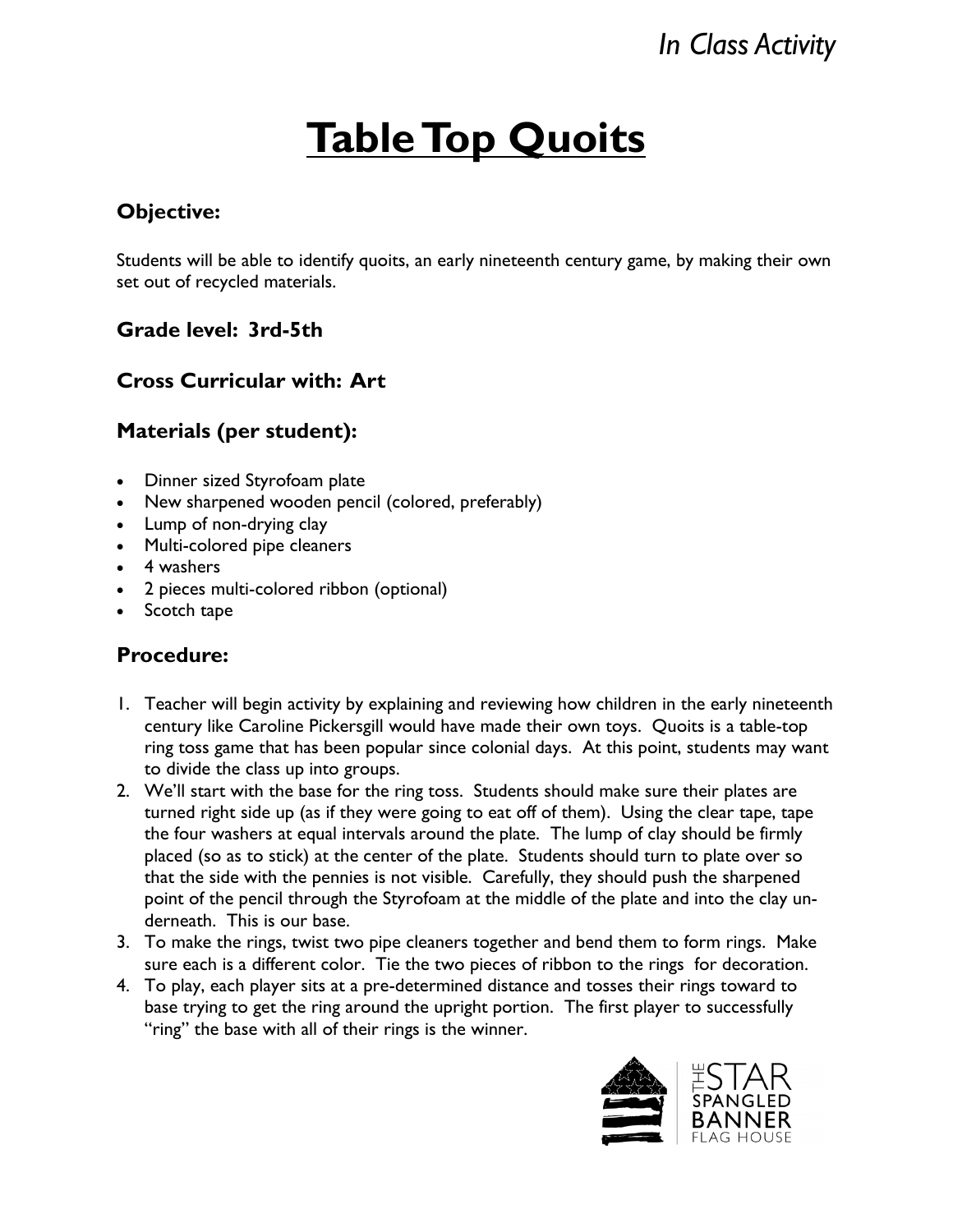*In Class Activity*

# Table Top Quoits

### Objective:

Students will be able to identify quoits, an early nineteenth century game, by making their own set out of recycled materials.

### Grade level: 3rd-5th

### Cross Curricular with: Art

### Materials (per student):

- Dinner sized Styrofoam plate
- New sharpened wooden pencil (colored, preferably)
- Lump of non-drying clay
- Multi-colored pipe cleaners
- 4 washers
- 2 pieces multi-colored ribbon (optional)
- Scotch tape

### Procedure:

1. Teacher will begin activity by explaining and reviewing how children in the early nineteenth century like Caroline Pickersgill would have made their own toys. Quoits is a table-top ring toss game that has been popular since colonial days. At this point, students may want to divide the class up into groups.
2. We'll start with the base for the ring toss. Students should make sure their plates are turned right side up (as if they were going to eat off of them). Using the clear tape, tape the four washers at equal intervals around the plate. The lump of clay should be firmly placed (so as to stick) at the center of the plate. Students should turn to plate over so that the side with the pennies is not visible. Carefully, they should push the sharpened point of the pencil through the Styrofoam at the middle of the plate and into the clay underneath. This is our base.
3. To make the rings, twist two pipe cleaners together and bend them to form rings. Make sure each is a different color. Tie the two pieces of ribbon to the rings for decoration.
4. To play, each player sits at a pre-determined distance and tosses their rings toward to base trying to get the ring around the upright portion. The first player to successfully "ring" the base with all of their rings is the winner.

THE STAR SPANGLED BANNER FLAG HOUSE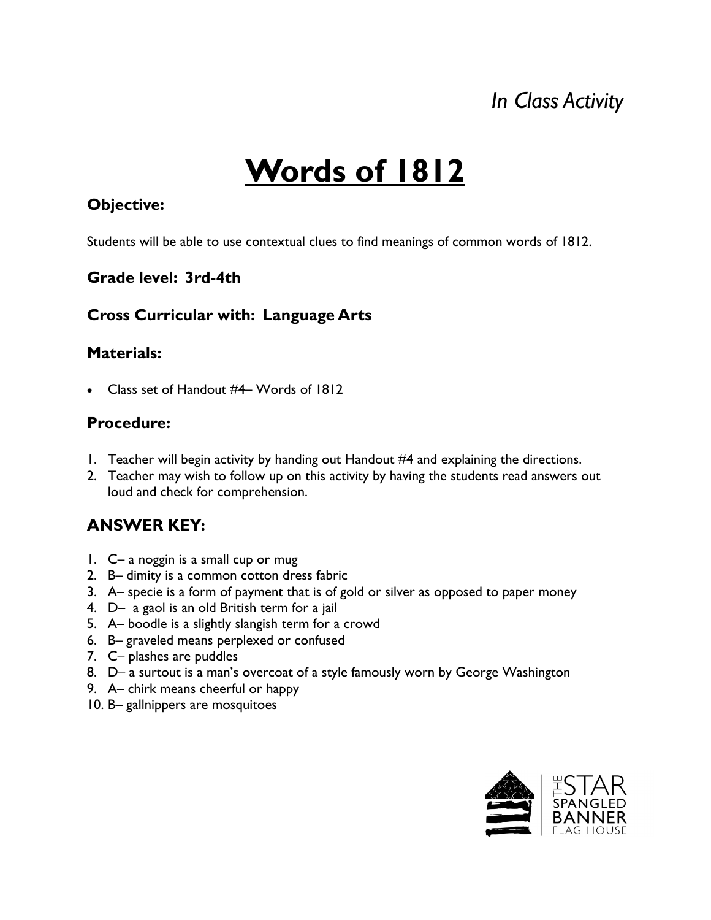*In Class Activity*

# Words of 1812

### Objective:

Students will be able to use contextual clues to find meanings of common words of 1812.

### Grade level: 3rd-4th

### Cross Curricular with: Language Arts

### Materials:

- Class set of Handout #4– Words of 1812

### Procedure:

1. Teacher will begin activity by handing out Handout #4 and explaining the directions.
2. Teacher may wish to follow up on this activity by having the students read answers out loud and check for comprehension.

### ANSWER KEY:

1. C– a noggin is a small cup or mug
2. B– dimity is a common cotton dress fabric
3. A– specie is a form of payment that is of gold or silver as opposed to paper money
4. D– a gaol is an old British term for a jail
5. A– boodle is a slightly slangish term for a crowd
6. B– graveled means perplexed or confused
7. C– plashes are puddles
8. D– a surtout is a man's overcoat of a style famously worn by George Washington
9. A– chirk means cheerful or happy
10. B– gallnippers are mosquitoes

THE STAR SPANGLED BANNER FLAG HOUSE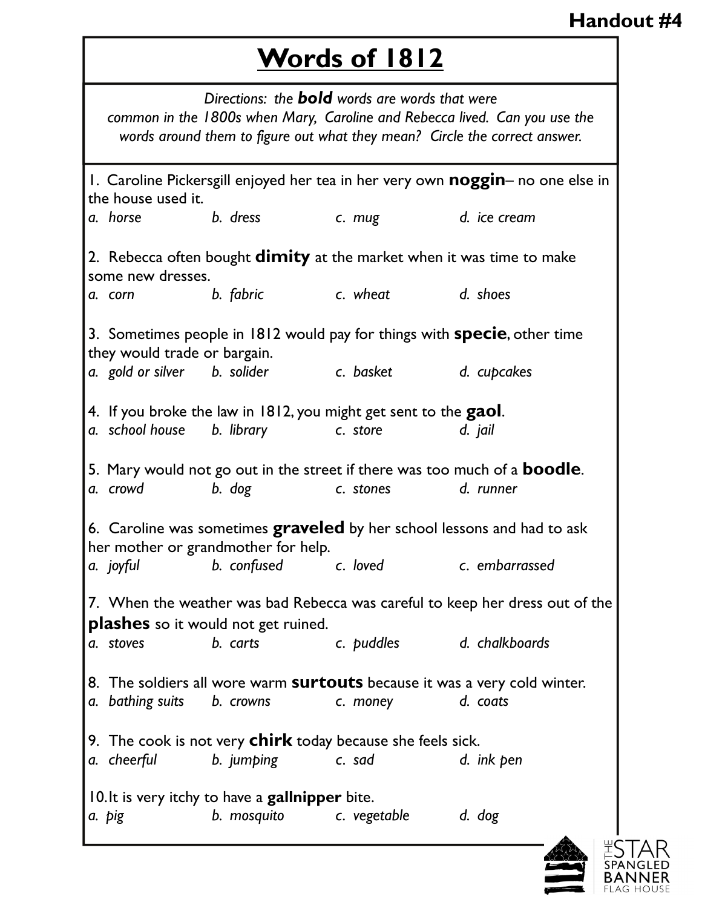Handout #4

# Words of 1812

*Directions: the* ***bold*** *words are words that were common in the 1800s when Mary, Caroline and Rebecca lived. Can you use the words around them to figure out what they mean? Circle the correct answer.*

1. Caroline Pickersgill enjoyed her tea in her very own **noggin**– no one else in the house used it.
*a. horse b. dress c. mug d. ice cream*

2. Rebecca often bought **dimity** at the market when it was time to make some new dresses.
*a. corn b. fabric c. wheat d. shoes*

3. Sometimes people in 1812 would pay for things with **specie**, other time they would trade or bargain.
*a. gold or silver b. solider c. basket d. cupcakes*

4. If you broke the law in 1812, you might get sent to the **gaol**.
*a. school house b. library c. store d. jail*

5. Mary would not go out in the street if there was too much of a **boodle**.
*a. crowd b. dog c. stones d. runner*

6. Caroline was sometimes **graveled** by her school lessons and had to ask her mother or grandmother for help.
*a. joyful b. confused c. loved c. embarrassed*

7. When the weather was bad Rebecca was careful to keep her dress out of the **plashes** so it would not get ruined.
*a. stoves b. carts c. puddles d. chalkboards*

8. The soldiers all wore warm **surtouts** because it was a very cold winter.
*a. bathing suits b. crowns c. money d. coats*

9. The cook is not very **chirk** today because she feels sick.
*a. cheerful b. jumping c. sad d. ink pen*

10. It is very itchy to have a **gallnipper** bite.
*a. pig b. mosquito c. vegetable d. dog*

THE STAR SPANGLED BANNER FLAG HOUSE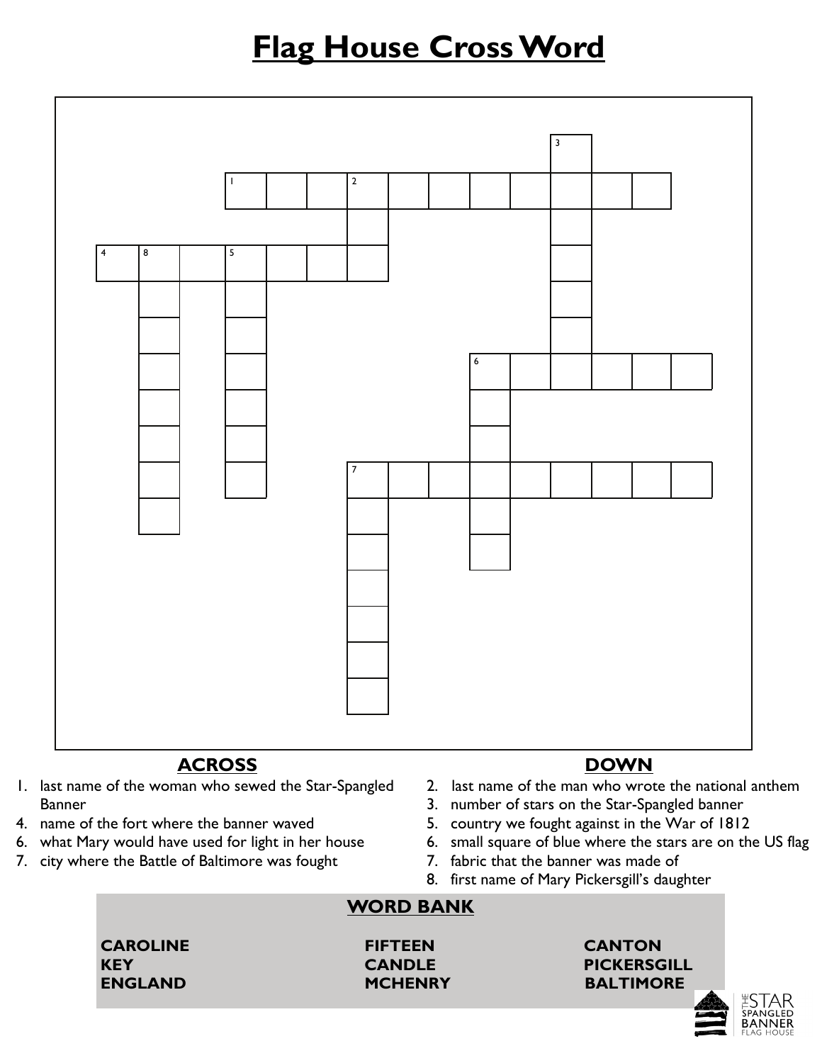# Flag House Cross Word

## ACROSS

1. last name of the woman who sewed the Star-Spangled Banner
4. name of the fort where the banner waved
6. what Mary would have used for light in her house
7. city where the Battle of Baltimore was fought

## DOWN

2. last name of the man who wrote the national anthem
3. number of stars on the Star-Spangled banner
5. country we fought against in the War of 1812
6. small square of blue where the stars are on the US flag
7. fabric that the banner was made of
8. first name of Mary Pickersgill's daughter

## WORD BANK

| | | |
|---|---|---|
| **CAROLINE** | **FIFTEEN** | **CANTON** |
| **KEY** | **CANDLE** | **PICKERSGILL** |
| **ENGLAND** | **MCHENRY** | **BALTIMORE** |

THE STAR SPANGLED BANNER FLAG HOUSE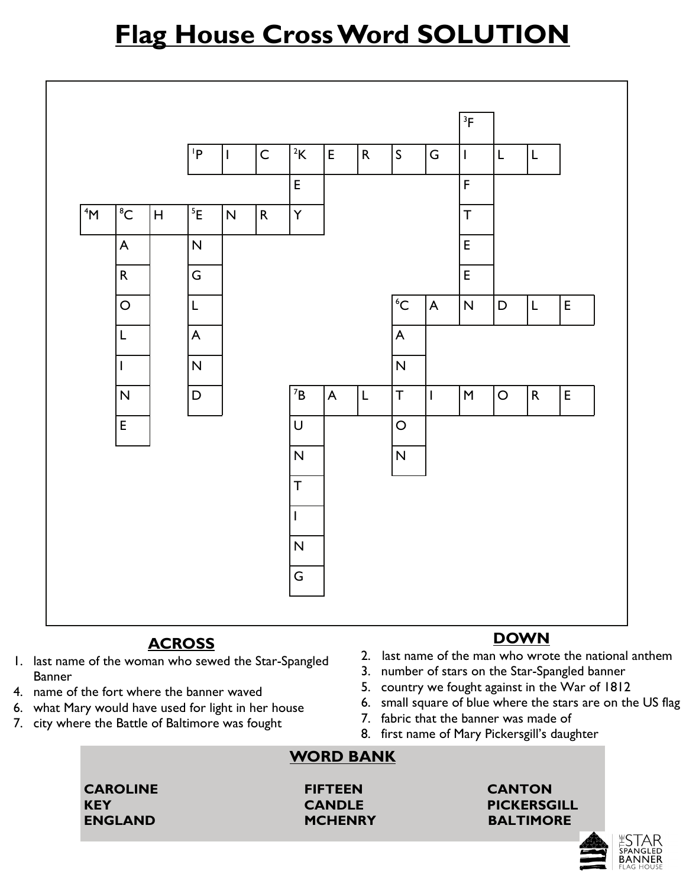# Flag House Cross Word SOLUTION

| | | | | | | | | | | | | | | |
|---|---|---|---|---|---|---|---|---|---|---|---|---|---|---|
| | | | | | | | | | | | 3F | | | |
| | | | 1P | I | C | 2K | E | R | S | G | I | L | L | |
| | | | | | | E | | | | | F | | | |
| 4M | 8C | H | 5E | N | R | Y | | | | | T | | | |
| | A | | N | | | | | | | | E | | | |
| | R | | G | | | | | | | | E | | | |
| | O | | L | | | | | | 6C | A | N | D | L | E |
| | L | | A | | | | | | A | | | | | |
| | I | | N | | | | | | N | | | | | |
| | N | | D | | | 7B | A | L | T | I | M | O | R | E |
| | E | | | | | U | | | O | | | | | |
| | | | | | | N | | | N | | | | | |
| | | | | | | T | | | | | | | | |
| | | | | | | I | | | | | | | | |
| | | | | | | N | | | | | | | | |
| | | | | | | G | | | | | | | | |

## ACROSS

1. last name of the woman who sewed the Star-Spangled Banner
4. name of the fort where the banner waved
6. what Mary would have used for light in her house
7. city where the Battle of Baltimore was fought

## DOWN

2. last name of the man who wrote the national anthem
3. number of stars on the Star-Spangled banner
5. country we fought against in the War of 1812
6. small square of blue where the stars are on the US flag
7. fabric that the banner was made of
8. first name of Mary Pickersgill's daughter

## WORD BANK

| | | |
|---|---|---|
| **CAROLINE** | **FIFTEEN** | **CANTON** |
| **KEY** | **CANDLE** | **PICKERSGILL** |
| **ENGLAND** | **MCHENRY** | **BALTIMORE** |

THE STAR SPANGLED BANNER FLAG HOUSE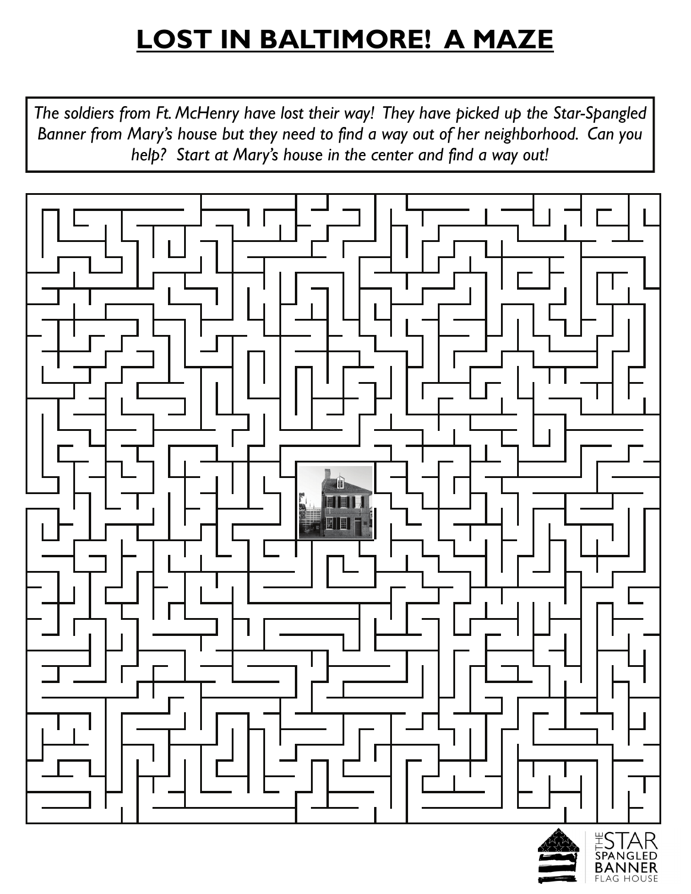# LOST IN BALTIMORE! A MAZE

*The soldiers from Ft. McHenry have lost their way! They have picked up the Star-Spangled Banner from Mary's house but they need to find a way out of her neighborhood. Can you help? Start at Mary's house in the center and find a way out!*

THE STAR SPANGLED BANNER FLAG HOUSE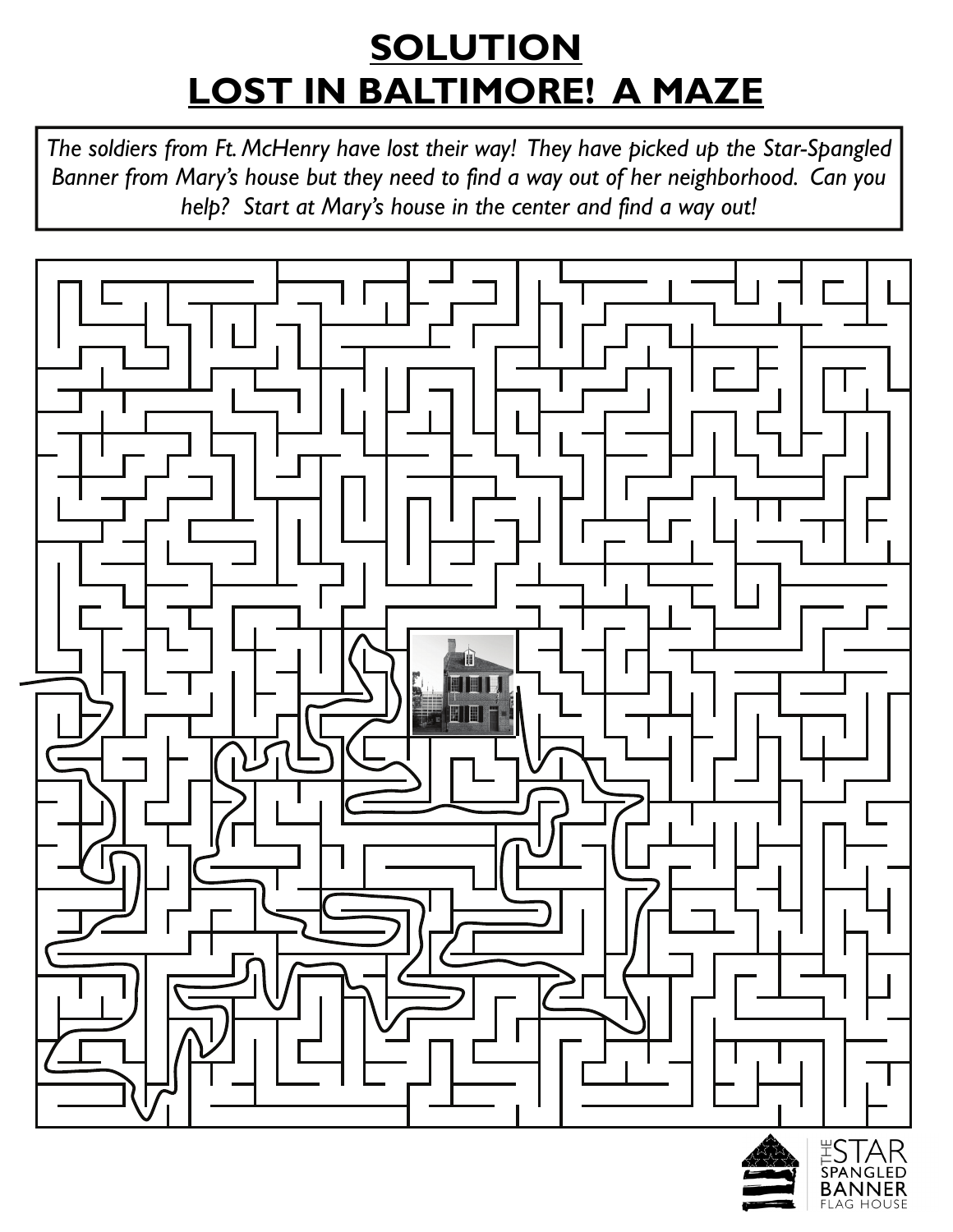# SOLUTION
# LOST IN BALTIMORE! A MAZE

*The soldiers from Ft. McHenry have lost their way! They have picked up the Star-Spangled Banner from Mary's house but they need to find a way out of her neighborhood. Can you help? Start at Mary's house in the center and find a way out!*

THE STAR SPANGLED BANNER FLAG HOUSE